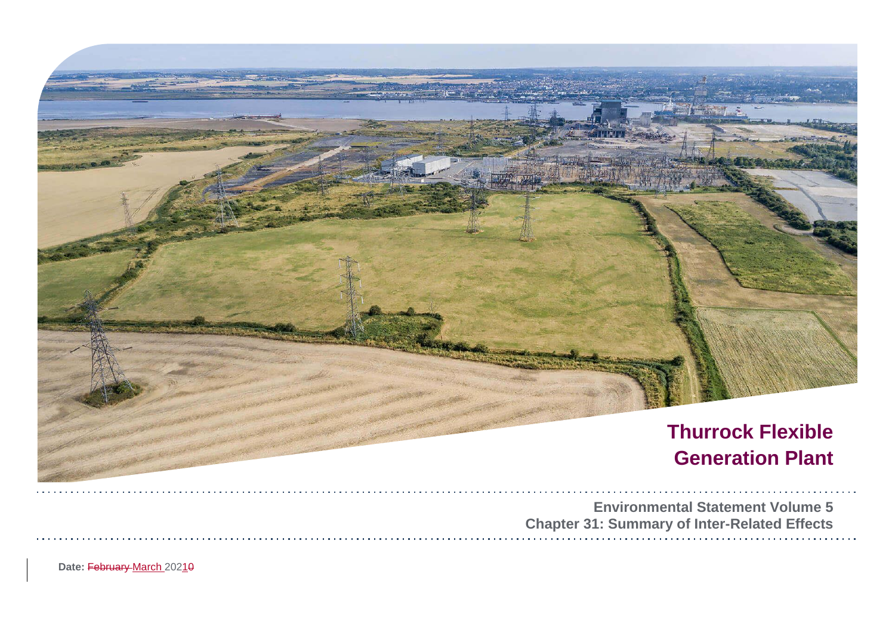# Thurrock Flexible Generation Plant

**Environmental Statement Volume 5**
**Chapter 31: Summary of Inter-Related Effects**

**Date:** ~~February~~ March 202~~0~~1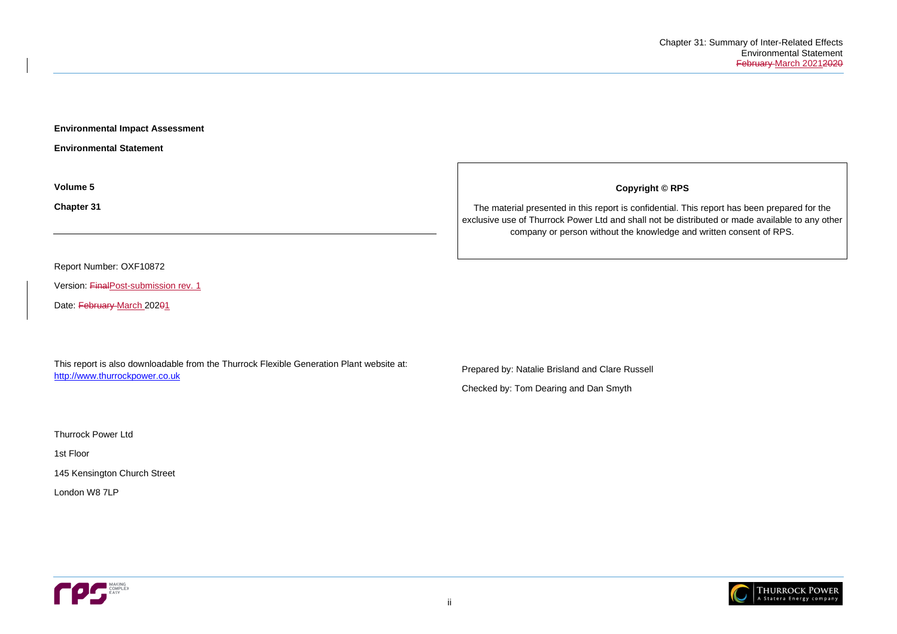**Environmental Impact Assessment**

**Environmental Statement**

**Volume 5**

**Chapter 31**

---

Report Number: OXF10872

Version: ~~Final~~Post-submission rev. 1

Date: ~~February~~ March 202~~0~~1

This report is also downloadable from the Thurrock Flexible Generation Plant website at: http://www.thurrockpower.co.uk

Thurrock Power Ltd

1st Floor

145 Kensington Church Street

London W8 7LP

**Copyright © RPS**

The material presented in this report is confidential. This report has been prepared for the exclusive use of Thurrock Power Ltd and shall not be distributed or made available to any other company or person without the knowledge and written consent of RPS.

Prepared by: Natalie Brisland and Clare Russell

Checked by: Tom Dearing and Dan Smyth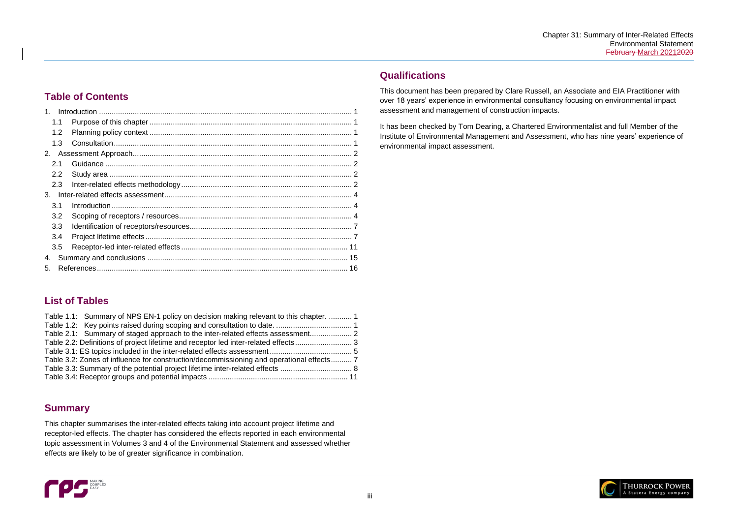## Table of Contents

1. Introduction ........................................................................................................................ 1
   - 1.1 Purpose of this chapter ............................................................................................... 1
   - 1.2 Planning policy context ............................................................................................... 1
   - 1.3 Consultation ................................................................................................................ 1
2. Assessment Approach ......................................................................................................... 2
   - 2.1 Guidance ..................................................................................................................... 2
   - 2.2 Study area ................................................................................................................... 2
   - 2.3 Inter-related effects methodology ................................................................................. 2
3. Inter-related effects assessment .......................................................................................... 4
   - 3.1 Introduction .................................................................................................................. 4
   - 3.2 Scoping of receptors / resources .................................................................................. 4
   - 3.3 Identification of receptors/resources ............................................................................. 7
   - 3.4 Project lifetime effects .................................................................................................. 7
   - 3.5 Receptor-led inter-related effects ............................................................................... 11
4. Summary and conclusions ............................................................................................... 15
5. References ....................................................................................................................... 16

## List of Tables

Table 1.1: Summary of NPS EN-1 policy on decision making relevant to this chapter. ........... 1
Table 1.2: Key points raised during scoping and consultation to date. .................................... 1
Table 2.1: Summary of staged approach to the inter-related effects assessment.................... 2
Table 2.2: Definitions of project lifetime and receptor led inter-related effects........................... 3
Table 3.1: ES topics included in the inter-related effects assessment....................................... 5
Table 3.2: Zones of influence for construction/decommissioning and operational effects.......... 7
Table 3.3: Summary of the potential project lifetime inter-related effects .................................. 8
Table 3.4: Receptor groups and potential impacts .................................................................. 11

## Summary

This chapter summarises the inter-related effects taking into account project lifetime and receptor-led effects. The chapter has considered the effects reported in each environmental topic assessment in Volumes 3 and 4 of the Environmental Statement and assessed whether effects are likely to be of greater significance in combination.

## Qualifications

This document has been prepared by Clare Russell, an Associate and EIA Practitioner with over 18 years' experience in environmental consultancy focusing on environmental impact assessment and management of construction impacts.

It has been checked by Tom Dearing, a Chartered Environmentalist and full Member of the Institute of Environmental Management and Assessment, who has nine years' experience of environmental impact assessment.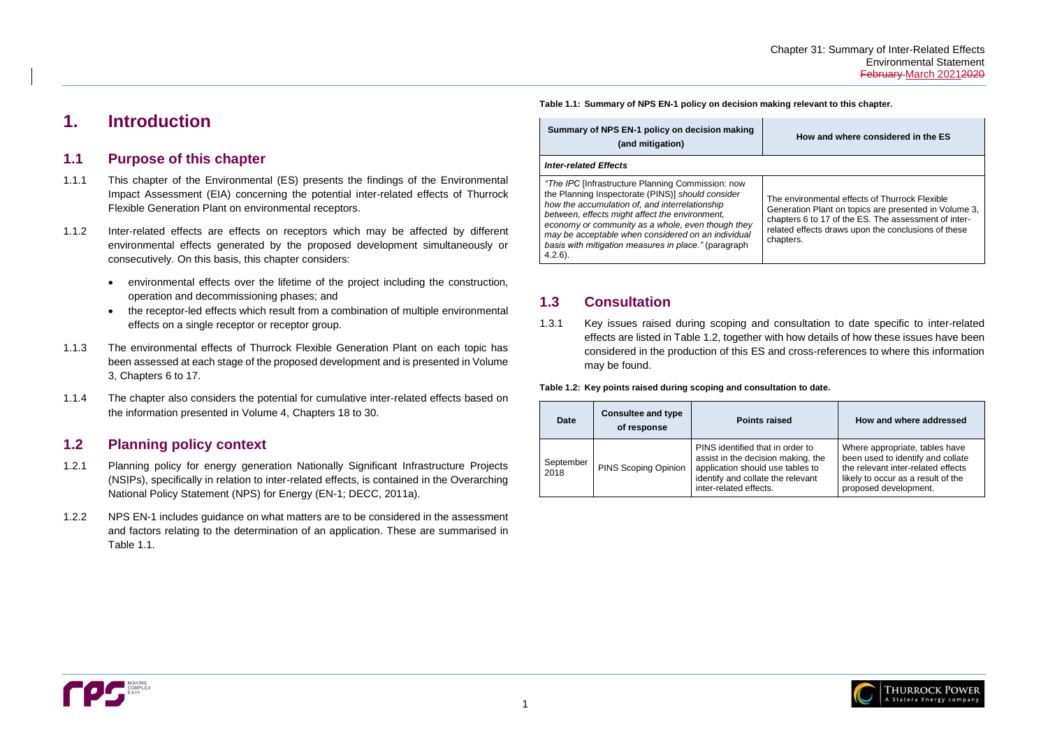# 1. Introduction

## 1.1 Purpose of this chapter

1.1.1 This chapter of the Environmental (ES) presents the findings of the Environmental Impact Assessment (EIA) concerning the potential inter-related effects of Thurrock Flexible Generation Plant on environmental receptors.

1.1.2 Inter-related effects are effects on receptors which may be affected by different environmental effects generated by the proposed development simultaneously or consecutively. On this basis, this chapter considers:

- environmental effects over the lifetime of the project including the construction, operation and decommissioning phases; and
- the receptor-led effects which result from a combination of multiple environmental effects on a single receptor or receptor group.

1.1.3 The environmental effects of Thurrock Flexible Generation Plant on each topic has been assessed at each stage of the proposed development and is presented in Volume 3, Chapters 6 to 17.

1.1.4 The chapter also considers the potential for cumulative inter-related effects based on the information presented in Volume 4, Chapters 18 to 30.

## 1.2 Planning policy context

1.2.1 Planning policy for energy generation Nationally Significant Infrastructure Projects (NSIPs), specifically in relation to inter-related effects, is contained in the Overarching National Policy Statement (NPS) for Energy (EN-1; DECC, 2011a).

1.2.2 NPS EN-1 includes guidance on what matters are to be considered in the assessment and factors relating to the determination of an application. These are summarised in Table 1.1.

**Table 1.1: Summary of NPS EN-1 policy on decision making relevant to this chapter.**

| Summary of NPS EN-1 policy on decision making (and mitigation) | How and where considered in the ES |
|---|---|
| ***Inter-related Effects*** | |
| *"The IPC* [Infrastructure Planning Commission: now the Planning Inspectorate (PINS)] *should consider how the accumulation of, and interrelationship between, effects might affect the environment, economy or community as a whole, even though they may be acceptable when considered on an individual basis with mitigation measures in place."* (paragraph 4.2.6). | The environmental effects of Thurrock Flexible Generation Plant on topics are presented in Volume 3, chapters 6 to 17 of the ES. The assessment of inter-related effects draws upon the conclusions of these chapters. |

## 1.3 Consultation

1.3.1 Key issues raised during scoping and consultation to date specific to inter-related effects are listed in Table 1.2, together with how details of how these issues have been considered in the production of this ES and cross-references to where this information may be found.

**Table 1.2: Key points raised during scoping and consultation to date.**

| Date | Consultee and type of response | Points raised | How and where addressed |
|---|---|---|---|
| September 2018 | PINS Scoping Opinion | PINS identified that in order to assist in the decision making, the application should use tables to identify and collate the relevant inter-related effects. | Where appropriate, tables have been used to identify and collate the relevant inter-related effects likely to occur as a result of the proposed development. |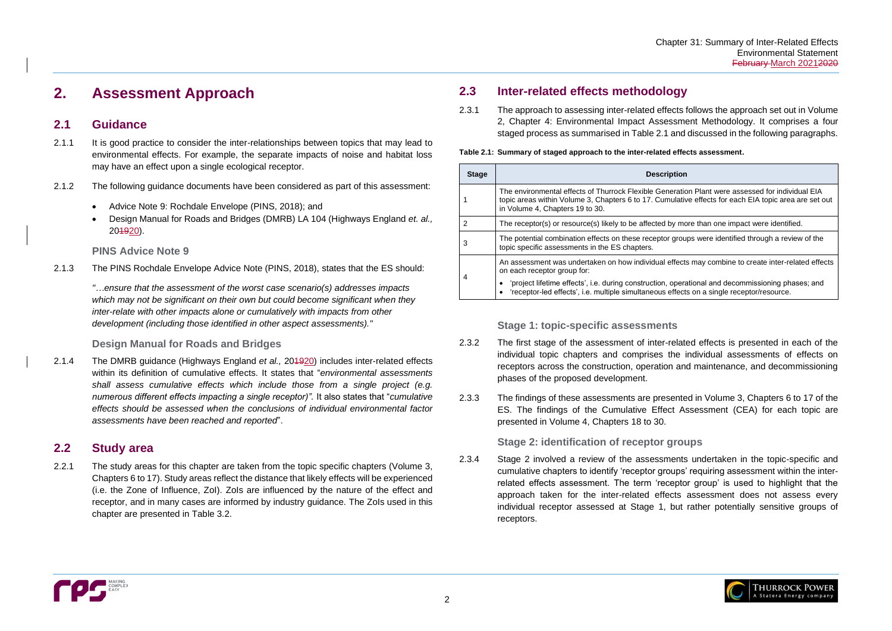# 2. Assessment Approach

## 2.1 Guidance

2.1.1 It is good practice to consider the inter-relationships between topics that may lead to environmental effects. For example, the separate impacts of noise and habitat loss may have an effect upon a single ecological receptor.

2.1.2 The following guidance documents have been considered as part of this assessment:

- Advice Note 9: Rochdale Envelope (PINS, 2018); and
- Design Manual for Roads and Bridges (DMRB) LA 104 (Highways England *et. al.,* 201920).

### PINS Advice Note 9

2.1.3 The PINS Rochdale Envelope Advice Note (PINS, 2018), states that the ES should:

*"…ensure that the assessment of the worst case scenario(s) addresses impacts which may not be significant on their own but could become significant when they inter-relate with other impacts alone or cumulatively with impacts from other development (including those identified in other aspect assessments)."*

### Design Manual for Roads and Bridges

2.1.4 The DMRB guidance (Highways England *et al.,* 201920) includes inter-related effects within its definition of cumulative effects. It states that "*environmental assessments shall assess cumulative effects which include those from a single project (e.g. numerous different effects impacting a single receptor)".* It also states that "*cumulative effects should be assessed when the conclusions of individual environmental factor assessments have been reached and reported*".

## 2.2 Study area

2.2.1 The study areas for this chapter are taken from the topic specific chapters (Volume 3, Chapters 6 to 17). Study areas reflect the distance that likely effects will be experienced (i.e. the Zone of Influence, ZoI). ZoIs are influenced by the nature of the effect and receptor, and in many cases are informed by industry guidance. The ZoIs used in this chapter are presented in Table 3.2.

## 2.3 Inter-related effects methodology

2.3.1 The approach to assessing inter-related effects follows the approach set out in Volume 2, Chapter 4: Environmental Impact Assessment Methodology. It comprises a four staged process as summarised in Table 2.1 and discussed in the following paragraphs.

**Table 2.1: Summary of staged approach to the inter-related effects assessment.**

| Stage | Description |
|---|---|
| 1 | The environmental effects of Thurrock Flexible Generation Plant were assessed for individual EIA topic areas within Volume 3, Chapters 6 to 17. Cumulative effects for each EIA topic area are set out in Volume 4, Chapters 19 to 30. |
| 2 | The receptor(s) or resource(s) likely to be affected by more than one impact were identified. |
| 3 | The potential combination effects on these receptor groups were identified through a review of the topic specific assessments in the ES chapters. |
| 4 | An assessment was undertaken on how individual effects may combine to create inter-related effects on each receptor group for:<br>• 'project lifetime effects', i.e. during construction, operational and decommissioning phases; and<br>• 'receptor-led effects', i.e. multiple simultaneous effects on a single receptor/resource. |

### Stage 1: topic-specific assessments

2.3.2 The first stage of the assessment of inter-related effects is presented in each of the individual topic chapters and comprises the individual assessments of effects on receptors across the construction, operation and maintenance, and decommissioning phases of the proposed development.

2.3.3 The findings of these assessments are presented in Volume 3, Chapters 6 to 17 of the ES. The findings of the Cumulative Effect Assessment (CEA) for each topic are presented in Volume 4, Chapters 18 to 30.

### Stage 2: identification of receptor groups

2.3.4 Stage 2 involved a review of the assessments undertaken in the topic-specific and cumulative chapters to identify 'receptor groups' requiring assessment within the inter-related effects assessment. The term 'receptor group' is used to highlight that the approach taken for the inter-related effects assessment does not assess every individual receptor assessed at Stage 1, but rather potentially sensitive groups of receptors.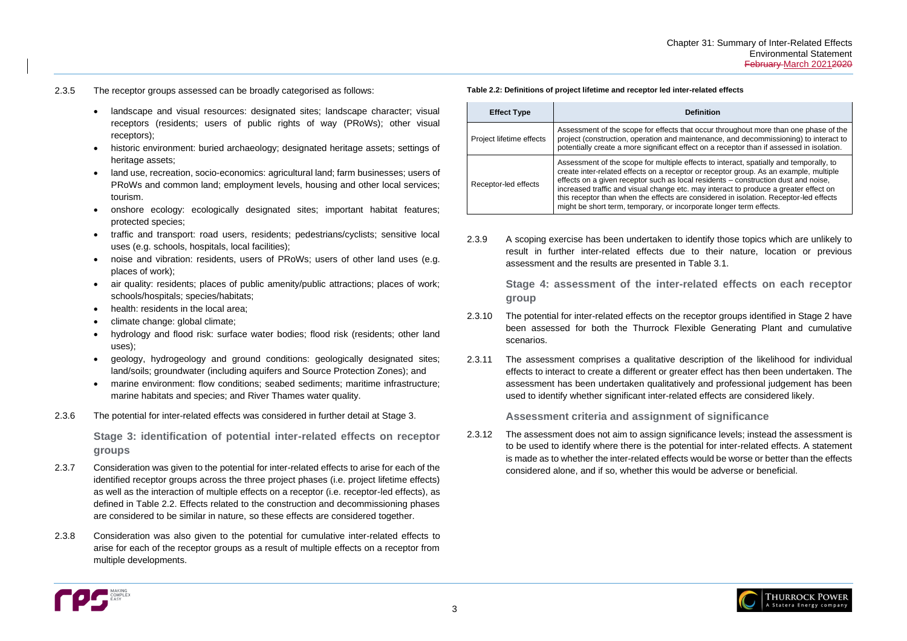2.3.5 The receptor groups assessed can be broadly categorised as follows:

- landscape and visual resources: designated sites; landscape character; visual receptors (residents; users of public rights of way (PRoWs); other visual receptors);
- historic environment: buried archaeology; designated heritage assets; settings of heritage assets;
- land use, recreation, socio-economics: agricultural land; farm businesses; users of PRoWs and common land; employment levels, housing and other local services; tourism.
- onshore ecology: ecologically designated sites; important habitat features; protected species;
- traffic and transport: road users, residents; pedestrians/cyclists; sensitive local uses (e.g. schools, hospitals, local facilities);
- noise and vibration: residents, users of PRoWs; users of other land uses (e.g. places of work);
- air quality: residents; places of public amenity/public attractions; places of work; schools/hospitals; species/habitats;
- health: residents in the local area;
- climate change: global climate;
- hydrology and flood risk: surface water bodies; flood risk (residents; other land uses);
- geology, hydrogeology and ground conditions: geologically designated sites; land/soils; groundwater (including aquifers and Source Protection Zones); and
- marine environment: flow conditions; seabed sediments; maritime infrastructure; marine habitats and species; and River Thames water quality.

2.3.6 The potential for inter-related effects was considered in further detail at Stage 3.

### Stage 3: identification of potential inter-related effects on receptor groups

2.3.7 Consideration was given to the potential for inter-related effects to arise for each of the identified receptor groups across the three project phases (i.e. project lifetime effects) as well as the interaction of multiple effects on a receptor (i.e. receptor-led effects), as defined in Table 2.2. Effects related to the construction and decommissioning phases are considered to be similar in nature, so these effects are considered together.

2.3.8 Consideration was also given to the potential for cumulative inter-related effects to arise for each of the receptor groups as a result of multiple effects on a receptor from multiple developments.

**Table 2.2: Definitions of project lifetime and receptor led inter-related effects**

| Effect Type | Definition |
|---|---|
| Project lifetime effects | Assessment of the scope for effects that occur throughout more than one phase of the project (construction, operation and maintenance, and decommissioning) to interact to potentially create a more significant effect on a receptor than if assessed in isolation. |
| Receptor-led effects | Assessment of the scope for multiple effects to interact, spatially and temporally, to create inter-related effects on a receptor or receptor group. As an example, multiple effects on a given receptor such as local residents – construction dust and noise, increased traffic and visual change etc. may interact to produce a greater effect on this receptor than when the effects are considered in isolation. Receptor-led effects might be short term, temporary, or incorporate longer term effects. |

2.3.9 A scoping exercise has been undertaken to identify those topics which are unlikely to result in further inter-related effects due to their nature, location or previous assessment and the results are presented in Table 3.1.

### Stage 4: assessment of the inter-related effects on each receptor group

2.3.10 The potential for inter-related effects on the receptor groups identified in Stage 2 have been assessed for both the Thurrock Flexible Generating Plant and cumulative scenarios.

2.3.11 The assessment comprises a qualitative description of the likelihood for individual effects to interact to create a different or greater effect has then been undertaken. The assessment has been undertaken qualitatively and professional judgement has been used to identify whether significant inter-related effects are considered likely.

### Assessment criteria and assignment of significance

2.3.12 The assessment does not aim to assign significance levels; instead the assessment is to be used to identify where there is the potential for inter-related effects. A statement is made as to whether the inter-related effects would be worse or better than the effects considered alone, and if so, whether this would be adverse or beneficial.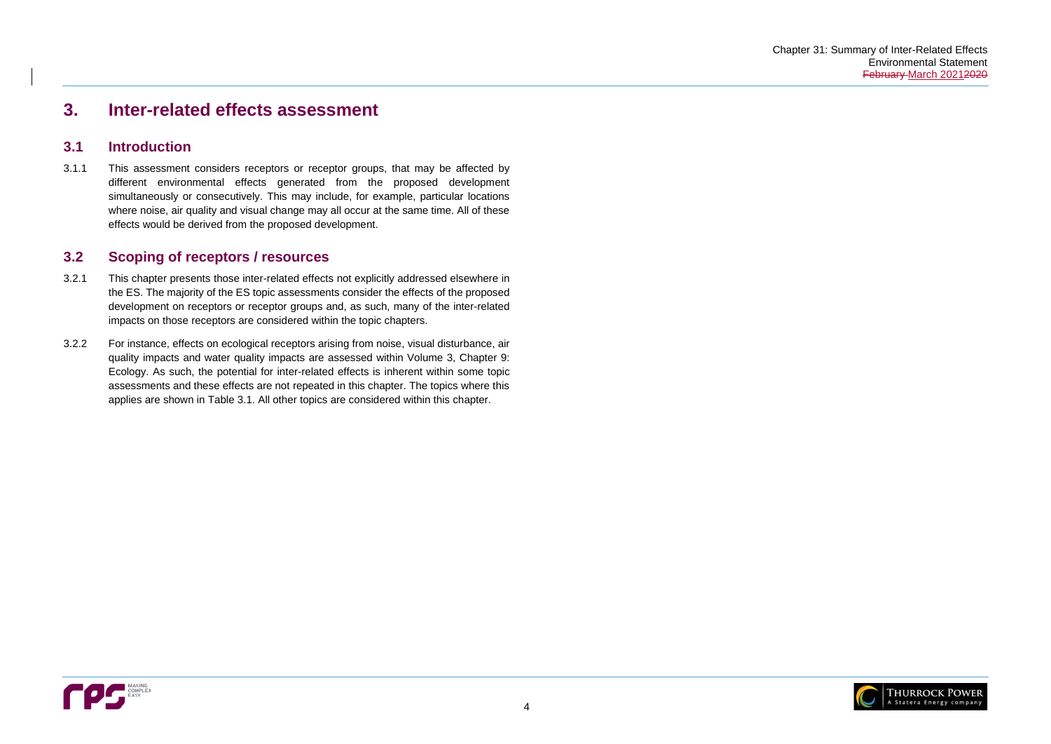# 3. Inter-related effects assessment

## 3.1 Introduction

3.1.1 This assessment considers receptors or receptor groups, that may be affected by different environmental effects generated from the proposed development simultaneously or consecutively. This may include, for example, particular locations where noise, air quality and visual change may all occur at the same time. All of these effects would be derived from the proposed development.

## 3.2 Scoping of receptors / resources

3.2.1 This chapter presents those inter-related effects not explicitly addressed elsewhere in the ES. The majority of the ES topic assessments consider the effects of the proposed development on receptors or receptor groups and, as such, many of the inter-related impacts on those receptors are considered within the topic chapters.

3.2.2 For instance, effects on ecological receptors arising from noise, visual disturbance, air quality impacts and water quality impacts are assessed within Volume 3, Chapter 9: Ecology. As such, the potential for inter-related effects is inherent within some topic assessments and these effects are not repeated in this chapter. The topics where this applies are shown in Table 3.1. All other topics are considered within this chapter.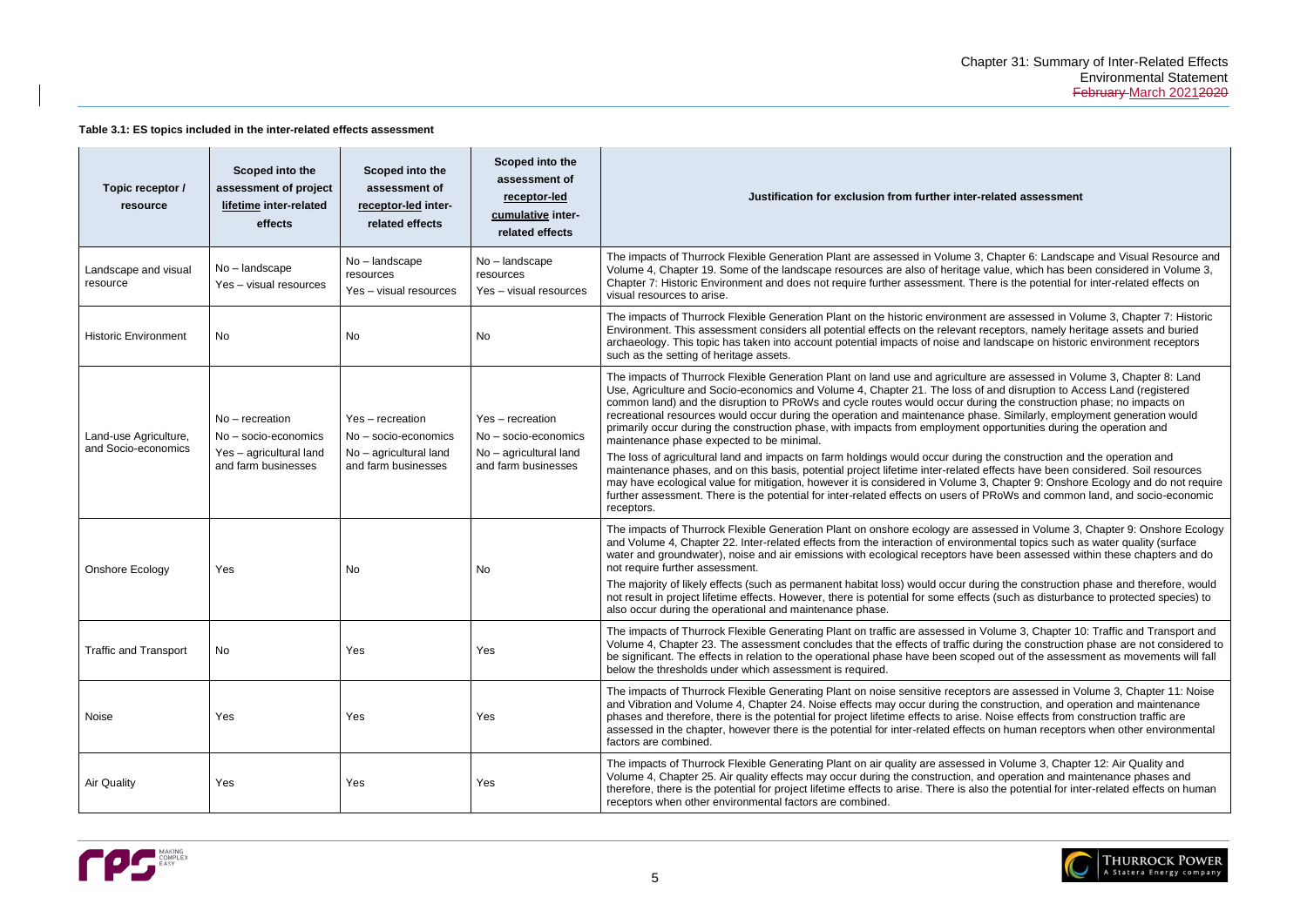**Table 3.1: ES topics included in the inter-related effects assessment**

| Topic receptor / resource | Scoped into the assessment of project lifetime inter-related effects | Scoped into the assessment of receptor-led inter-related effects | Scoped into the assessment of receptor-led cumulative inter-related effects | Justification for exclusion from further inter-related assessment |
|---|---|---|---|---|
| Landscape and visual resource | No – landscape<br>Yes – visual resources | No – landscape resources<br>Yes – visual resources | No – landscape resources<br>Yes – visual resources | The impacts of Thurrock Flexible Generation Plant are assessed in Volume 3, Chapter 6: Landscape and Visual Resource and Volume 4, Chapter 19. Some of the landscape resources are also of heritage value, which has been considered in Volume 3, Chapter 7: Historic Environment and does not require further assessment. There is the potential for inter-related effects on visual resources to arise. |
| Historic Environment | No | No | No | The impacts of Thurrock Flexible Generation Plant on the historic environment are assessed in Volume 3, Chapter 7: Historic Environment. This assessment considers all potential effects on the relevant receptors, namely heritage assets and buried archaeology. This topic has taken into account potential impacts of noise and landscape on historic environment receptors such as the setting of heritage assets. |
| Land-use Agriculture, and Socio-economics | No – recreation<br>No – socio-economics<br>Yes – agricultural land and farm businesses | Yes – recreation<br>No – socio-economics<br>No – agricultural land and farm businesses | Yes – recreation<br>No – socio-economics<br>No – agricultural land and farm businesses | The impacts of Thurrock Flexible Generation Plant on land use and agriculture are assessed in Volume 3, Chapter 8: Land Use, Agriculture and Socio-economics and Volume 4, Chapter 21. The loss of and disruption to Access Land (registered common land) and the disruption to PRoWs and cycle routes would occur during the construction phase; no impacts on recreational resources would occur during the operation and maintenance phase. Similarly, employment generation would primarily occur during the construction phase, with impacts from employment opportunities during the operation and maintenance phase expected to be minimal.<br>The loss of agricultural land and impacts on farm holdings would occur during the construction and the operation and maintenance phases, and on this basis, potential project lifetime inter-related effects have been considered. Soil resources may have ecological value for mitigation, however it is considered in Volume 3, Chapter 9: Onshore Ecology and do not require further assessment. There is the potential for inter-related effects on users of PRoWs and common land, and socio-economic receptors. |
| Onshore Ecology | Yes | No | No | The impacts of Thurrock Flexible Generation Plant on onshore ecology are assessed in Volume 3, Chapter 9: Onshore Ecology and Volume 4, Chapter 22. Inter-related effects from the interaction of environmental topics such as water quality (surface water and groundwater), noise and air emissions with ecological receptors have been assessed within these chapters and do not require further assessment.<br>The majority of likely effects (such as permanent habitat loss) would occur during the construction phase and therefore, would not result in project lifetime effects. However, there is potential for some effects (such as disturbance to protected species) to also occur during the operational and maintenance phase. |
| Traffic and Transport | No | Yes | Yes | The impacts of Thurrock Flexible Generating Plant on traffic are assessed in Volume 3, Chapter 10: Traffic and Transport and Volume 4, Chapter 23. The assessment concludes that the effects of traffic during the construction phase are not considered to be significant. The effects in relation to the operational phase have been scoped out of the assessment as movements will fall below the thresholds under which assessment is required. |
| Noise | Yes | Yes | Yes | The impacts of Thurrock Flexible Generating Plant on noise sensitive receptors are assessed in Volume 3, Chapter 11: Noise and Vibration and Volume 4, Chapter 24. Noise effects may occur during the construction, and operation and maintenance phases and therefore, there is the potential for project lifetime effects to arise. Noise effects from construction traffic are assessed in the chapter, however there is the potential for inter-related effects on human receptors when other environmental factors are combined. |
| Air Quality | Yes | Yes | Yes | The impacts of Thurrock Flexible Generating Plant on air quality are assessed in Volume 3, Chapter 12: Air Quality and Volume 4, Chapter 25. Air quality effects may occur during the construction, and operation and maintenance phases and therefore, there is the potential for project lifetime effects to arise. There is also the potential for inter-related effects on human receptors when other environmental factors are combined. |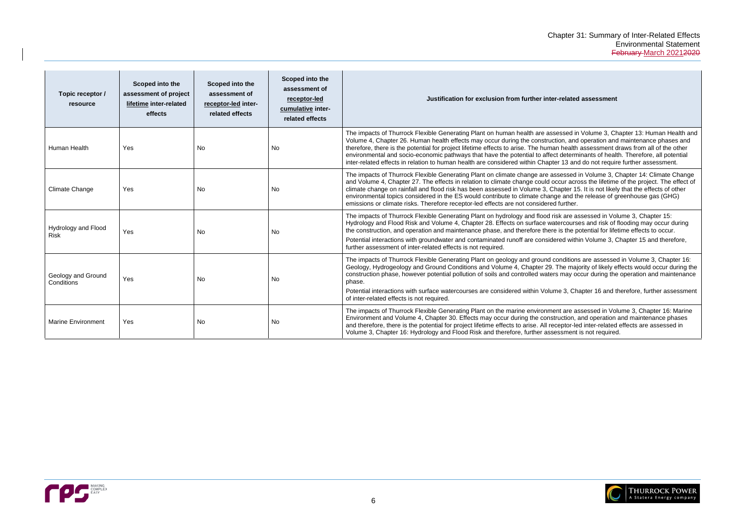| Topic receptor / resource | Scoped into the assessment of project lifetime inter-related effects | Scoped into the assessment of receptor-led inter-related effects | Scoped into the assessment of receptor-led cumulative inter-related effects | Justification for exclusion from further inter-related assessment |
|---|---|---|---|---|
| Human Health | Yes | No | No | The impacts of Thurrock Flexible Generating Plant on human health are assessed in Volume 3, Chapter 13: Human Health and Volume 4, Chapter 26. Human health effects may occur during the construction, and operation and maintenance phases and therefore, there is the potential for project lifetime effects to arise. The human health assessment draws from all of the other environmental and socio-economic pathways that have the potential to affect determinants of health. Therefore, all potential inter-related effects in relation to human health are considered within Chapter 13 and do not require further assessment. |
| Climate Change | Yes | No | No | The impacts of Thurrock Flexible Generating Plant on climate change are assessed in Volume 3, Chapter 14: Climate Change and Volume 4, Chapter 27. The effects in relation to climate change could occur across the lifetime of the project. The effect of climate change on rainfall and flood risk has been assessed in Volume 3, Chapter 15. It is not likely that the effects of other environmental topics considered in the ES would contribute to climate change and the release of greenhouse gas (GHG) emissions or climate risks. Therefore receptor-led effects are not considered further. |
| Hydrology and Flood Risk | Yes | No | No | The impacts of Thurrock Flexible Generating Plant on hydrology and flood risk are assessed in Volume 3, Chapter 15: Hydrology and Flood Risk and Volume 4, Chapter 28. Effects on surface watercourses and risk of flooding may occur during the construction, and operation and maintenance phase, and therefore there is the potential for lifetime effects to occur.<br>Potential interactions with groundwater and contaminated runoff are considered within Volume 3, Chapter 15 and therefore, further assessment of inter-related effects is not required. |
| Geology and Ground Conditions | Yes | No | No | The impacts of Thurrock Flexible Generating Plant on geology and ground conditions are assessed in Volume 3, Chapter 16: Geology, Hydrogeology and Ground Conditions and Volume 4, Chapter 29. The majority of likely effects would occur during the construction phase, however potential pollution of soils and controlled waters may occur during the operation and maintenance phase.<br>Potential interactions with surface watercourses are considered within Volume 3, Chapter 16 and therefore, further assessment of inter-related effects is not required. |
| Marine Environment | Yes | No | No | The impacts of Thurrock Flexible Generating Plant on the marine environment are assessed in Volume 3, Chapter 16: Marine Environment and Volume 4, Chapter 30. Effects may occur during the construction, and operation and maintenance phases and therefore, there is the potential for project lifetime effects to arise. All receptor-led inter-related effects are assessed in Volume 3, Chapter 16: Hydrology and Flood Risk and therefore, further assessment is not required. |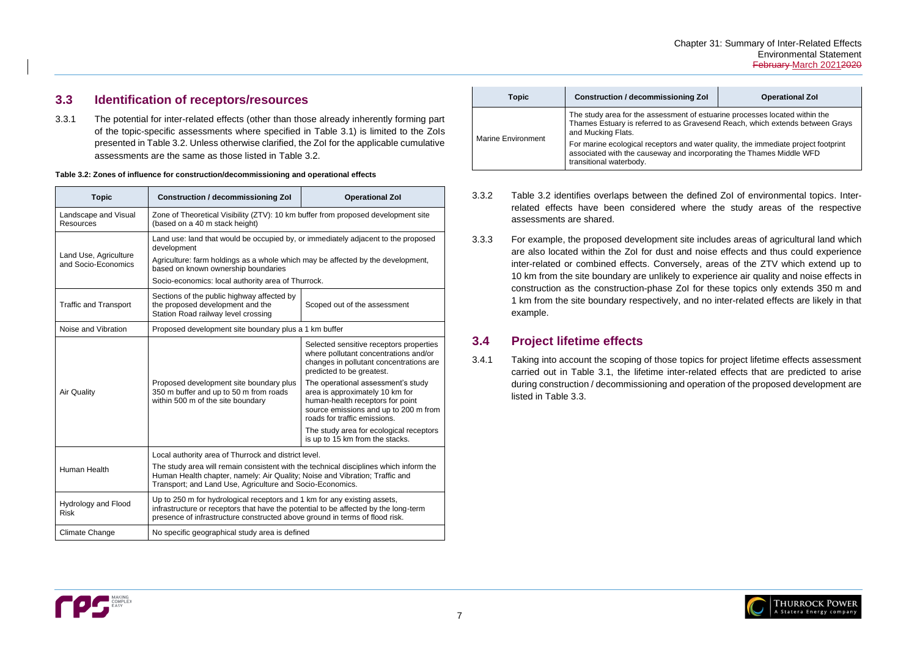## 3.3 Identification of receptors/resources

3.3.1 The potential for inter-related effects (other than those already inherently forming part of the topic-specific assessments where specified in Table 3.1) is limited to the ZoIs presented in Table 3.2. Unless otherwise clarified, the ZoI for the applicable cumulative assessments are the same as those listed in Table 3.2.

**Table 3.2: Zones of influence for construction/decommissioning and operational effects**

| Topic | Construction / decommissioning ZoI | Operational ZoI |
|---|---|---|
| Landscape and Visual Resources | Zone of Theoretical Visibility (ZTV): 10 km buffer from proposed development site (based on a 40 m stack height) | |
| Land Use, Agriculture and Socio-Economics | Land use: land that would be occupied by, or immediately adjacent to the proposed development<br>Agriculture: farm holdings as a whole which may be affected by the development, based on known ownership boundaries<br>Socio-economics: local authority area of Thurrock. | |
| Traffic and Transport | Sections of the public highway affected by the proposed development and the Station Road railway level crossing | Scoped out of the assessment |
| Noise and Vibration | Proposed development site boundary plus a 1 km buffer | |
| Air Quality | Proposed development site boundary plus 350 m buffer and up to 50 m from roads within 500 m of the site boundary | Selected sensitive receptors properties where pollutant concentrations and/or changes in pollutant concentrations are predicted to be greatest.<br>The operational assessment's study area is approximately 10 km for human-health receptors for point source emissions and up to 200 m from roads for traffic emissions.<br>The study area for ecological receptors is up to 15 km from the stacks. |
| Human Health | Local authority area of Thurrock and district level.<br>The study area will remain consistent with the technical disciplines which inform the Human Health chapter, namely: Air Quality; Noise and Vibration; Traffic and Transport; and Land Use, Agriculture and Socio-Economics. | |
| Hydrology and Flood Risk | Up to 250 m for hydrological receptors and 1 km for any existing assets, infrastructure or receptors that have the potential to be affected by the long-term presence of infrastructure constructed above ground in terms of flood risk. | |
| Climate Change | No specific geographical study area is defined | |
| Marine Environment | The study area for the assessment of estuarine processes located within the Thames Estuary is referred to as Gravesend Reach, which extends between Grays and Mucking Flats.<br>For marine ecological receptors and water quality, the immediate project footprint associated with the causeway and incorporating the Thames Middle WFD transitional waterbody. | |

3.3.2 Table 3.2 identifies overlaps between the defined ZoI of environmental topics. Inter-related effects have been considered where the study areas of the respective assessments are shared.

3.3.3 For example, the proposed development site includes areas of agricultural land which are also located within the ZoI for dust and noise effects and thus could experience inter-related or combined effects. Conversely, areas of the ZTV which extend up to 10 km from the site boundary are unlikely to experience air quality and noise effects in construction as the construction-phase ZoI for these topics only extends 350 m and 1 km from the site boundary respectively, and no inter-related effects are likely in that example.

## 3.4 Project lifetime effects

3.4.1 Taking into account the scoping of those topics for project lifetime effects assessment carried out in Table 3.1, the lifetime inter-related effects that are predicted to arise during construction / decommissioning and operation of the proposed development are listed in Table 3.3.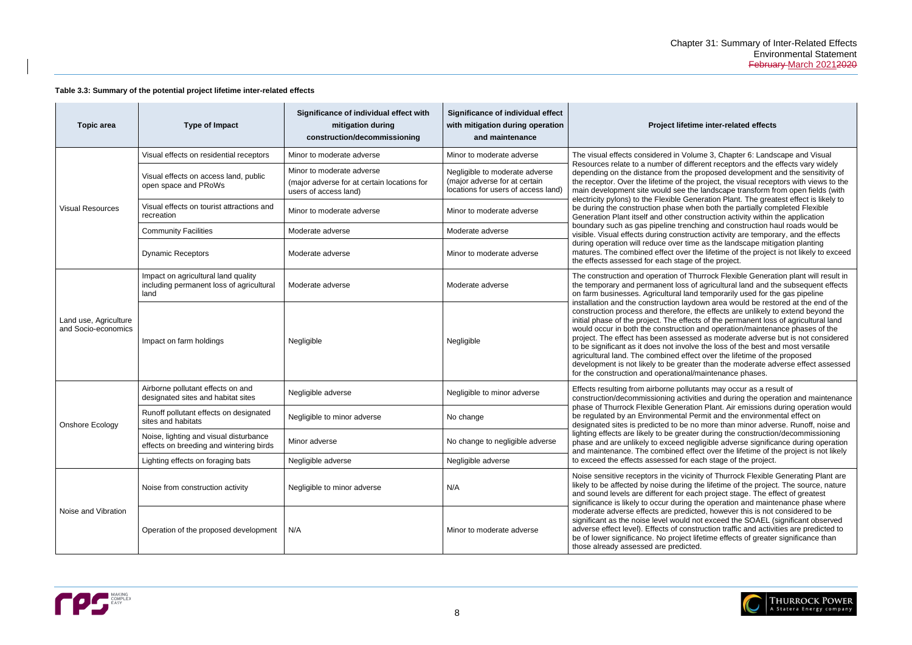**Table 3.3: Summary of the potential project lifetime inter-related effects**

| Topic area | Type of Impact | Significance of individual effect with mitigation during construction/decommissioning | Significance of individual effect with mitigation during operation and maintenance | Project lifetime inter-related effects |
|---|---|---|---|---|
| Visual Resources | Visual effects on residential receptors | Minor to moderate adverse | Minor to moderate adverse | The visual effects considered in Volume 3, Chapter 6: Landscape and Visual Resources relate to a number of different receptors and the effects vary widely depending on the distance from the proposed development and the sensitivity of the receptor. Over the lifetime of the project, the visual receptors with views to the main development site would see the landscape transform from open fields (with electricity pylons) to the Flexible Generation Plant. The greatest effect is likely to be during the construction phase when both the partially completed Flexible Generation Plant itself and other construction activity within the application boundary such as gas pipeline trenching and construction haul roads would be visible. Visual effects during construction activity are temporary, and the effects during operation will reduce over time as the landscape mitigation planting matures. The combined effect over the lifetime of the project is not likely to exceed the effects assessed for each stage of the project. |
| | Visual effects on access land, public open space and PRoWs | Minor to moderate adverse (major adverse for at certain locations for users of access land) | Negligible to moderate adverse (major adverse for at certain locations for users of access land) | |
| | Visual effects on tourist attractions and recreation | Minor to moderate adverse | Minor to moderate adverse | |
| | Community Facilities | Moderate adverse | Moderate adverse | |
| | Dynamic Receptors | Moderate adverse | Minor to moderate adverse | |
| Land use, Agriculture and Socio-economics | Impact on agricultural land quality including permanent loss of agricultural land | Moderate adverse | Moderate adverse | The construction and operation of Thurrock Flexible Generation plant will result in the temporary and permanent loss of agricultural land and the subsequent effects on farm businesses. Agricultural land temporarily used for the gas pipeline installation and the construction laydown area would be restored at the end of the construction process and therefore, the effects are unlikely to extend beyond the initial phase of the project. The effects of the permanent loss of agricultural land would occur in both the construction and operation/maintenance phases of the project. The effect has been assessed as moderate adverse but is not considered to be significant as it does not involve the loss of the best and most versatile agricultural land. The combined effect over the lifetime of the proposed development is not likely to be greater than the moderate adverse effect assessed for the construction and operational/maintenance phases. |
| | Impact on farm holdings | Negligible | Negligible | |
| Onshore Ecology | Airborne pollutant effects on and designated sites and habitat sites | Negligible adverse | Negligible to minor adverse | Effects resulting from airborne pollutants may occur as a result of construction/decommissioning activities and during the operation and maintenance phase of Thurrock Flexible Generation Plant. Air emissions during operation would be regulated by an Environmental Permit and the environmental effect on designated sites is predicted to be no more than minor adverse. Runoff, noise and lighting effects are likely to be greater during the construction/decommissioning phase and are unlikely to exceed negligible adverse significance during operation and maintenance. The combined effect over the lifetime of the project is not likely to exceed the effects assessed for each stage of the project. |
| | Runoff pollutant effects on designated sites and habitats | Negligible to minor adverse | No change | |
| | Noise, lighting and visual disturbance effects on breeding and wintering birds | Minor adverse | No change to negligible adverse | |
| | Lighting effects on foraging bats | Negligible adverse | Negligible adverse | |
| Noise and Vibration | Noise from construction activity | Negligible to minor adverse | N/A | Noise sensitive receptors in the vicinity of Thurrock Flexible Generating Plant are likely to be affected by noise during the lifetime of the project. The source, nature and sound levels are different for each project stage. The effect of greatest significance is likely to occur during the operation and maintenance phase where moderate adverse effects are predicted, however this is not considered to be significant as the noise level would not exceed the SOAEL (significant observed adverse effect level). Effects of construction traffic and activities are predicted to be of lower significance. No project lifetime effects of greater significance than those already assessed are predicted. |
| | Operation of the proposed development | N/A | Minor to moderate adverse | |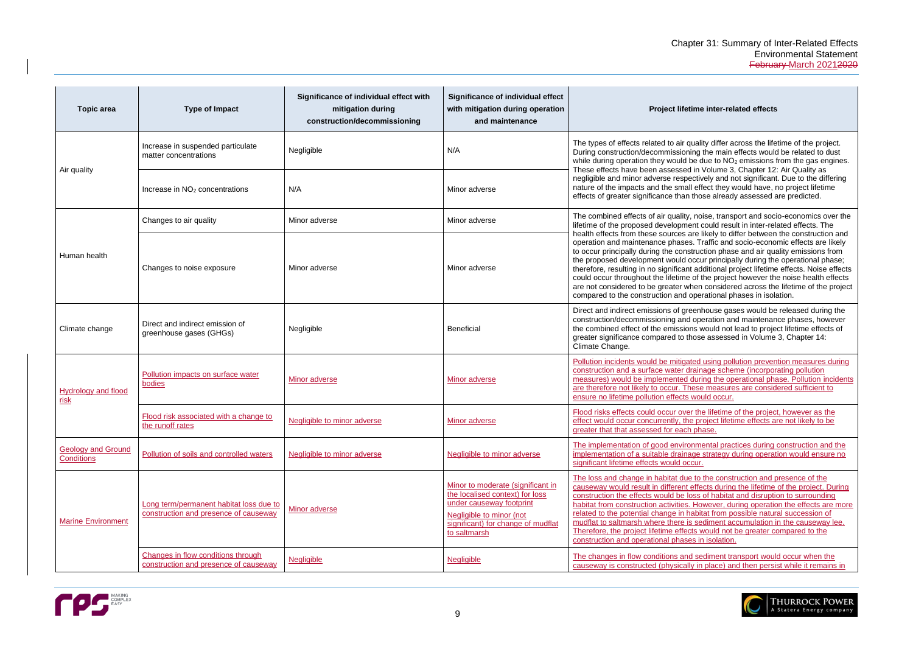| Topic area | Type of Impact | Significance of individual effect with mitigation during construction/decommissioning | Significance of individual effect with mitigation during operation and maintenance | Project lifetime inter-related effects |
|---|---|---|---|---|
| Air quality | Increase in suspended particulate matter concentrations | Negligible | N/A | The types of effects related to air quality differ across the lifetime of the project. During construction/decommissioning the main effects would be related to dust while during operation they would be due to $NO_2$ emissions from the gas engines. These effects have been assessed in Volume 3, Chapter 12: Air Quality as negligible and minor adverse respectively and not significant. Due to the differing nature of the impacts and the small effect they would have, no project lifetime effects of greater significance than those already assessed are predicted. |
| | Increase in $NO_2$ concentrations | N/A | Minor adverse | |
| Human health | Changes to air quality | Minor adverse | Minor adverse | The combined effects of air quality, noise, transport and socio-economics over the lifetime of the proposed development could result in inter-related effects. The health effects from these sources are likely to differ between the construction and operation and maintenance phases. Traffic and socio-economic effects are likely to occur principally during the construction phase and air quality emissions from the proposed development would occur principally during the operational phase; therefore, resulting in no significant additional project lifetime effects. Noise effects could occur throughout the lifetime of the project however the noise health effects are not considered to be greater when considered across the lifetime of the project compared to the construction and operational phases in isolation. |
| | Changes to noise exposure | Minor adverse | Minor adverse | |
| Climate change | Direct and indirect emission of greenhouse gases (GHGs) | Negligible | Beneficial | Direct and indirect emissions of greenhouse gases would be released during the construction/decommissioning and operation and maintenance phases, however the combined effect of the emissions would not lead to project lifetime effects of greater significance compared to those assessed in Volume 3, Chapter 14: Climate Change. |
| Hydrology and flood risk | Pollution impacts on surface water bodies | Minor adverse | Minor adverse | Pollution incidents would be mitigated using pollution prevention measures during construction and a surface water drainage scheme (incorporating pollution measures) would be implemented during the operational phase. Pollution incidents are therefore not likely to occur. These measures are considered sufficient to ensure no lifetime pollution effects would occur. |
| | Flood risk associated with a change to the runoff rates | Negligible to minor adverse | Minor adverse | Flood risks effects could occur over the lifetime of the project, however as the effect would occur concurrently, the project lifetime effects are not likely to be greater that that assessed for each phase. |
| Geology and Ground Conditions | Pollution of soils and controlled waters | Negligible to minor adverse | Negligible to minor adverse | The implementation of good environmental practices during construction and the implementation of a suitable drainage strategy during operation would ensure no significant lifetime effects would occur. |
| Marine Environment | Long term/permanent habitat loss due to construction and presence of causeway | Minor adverse | Minor to moderate (significant in the localised context) for loss under causeway footprint<br>Negligible to minor (not significant) for change of mudflat to saltmarsh | The loss and change in habitat due to the construction and presence of the causeway would result in different effects during the lifetime of the project. During construction the effects would be loss of habitat and disruption to surrounding habitat from construction activities. However, during operation the effects are more related to the potential change in habitat from possible natural succession of mudflat to saltmarsh where there is sediment accumulation in the causeway lee. Therefore, the project lifetime effects would not be greater compared to the construction and operational phases in isolation. |
| | Changes in flow conditions through construction and presence of causeway | Negligible | Negligible | The changes in flow conditions and sediment transport would occur when the causeway is constructed (physically in place) and then persist while it remains in |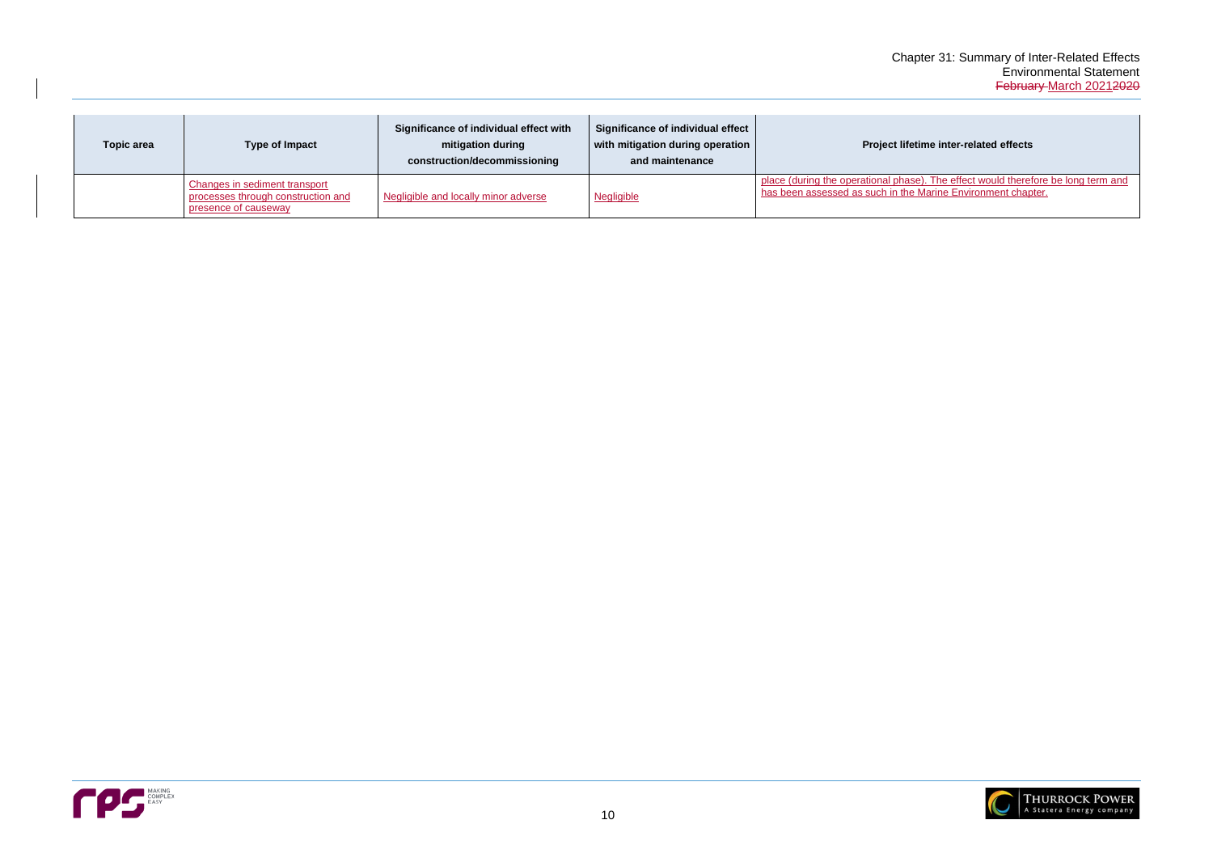| Topic area | Type of Impact | Significance of individual effect with mitigation during construction/decommissioning | Significance of individual effect with mitigation during operation and maintenance | Project lifetime inter-related effects |
|---|---|---|---|---|
| | Changes in sediment transport processes through construction and presence of causeway | Negligible and locally minor adverse | Negligible | place (during the operational phase). The effect would therefore be long term and has been assessed as such in the Marine Environment chapter. |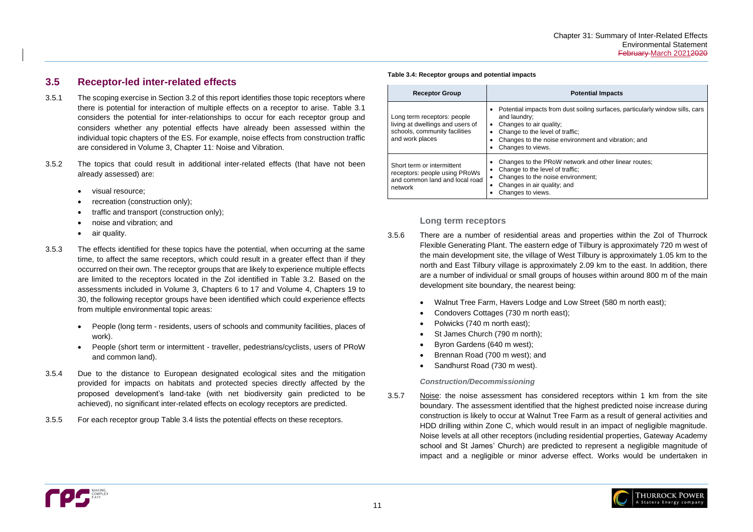## 3.5 Receptor-led inter-related effects

3.5.1 The scoping exercise in Section 3.2 of this report identifies those topic receptors where there is potential for interaction of multiple effects on a receptor to arise. Table 3.1 considers the potential for inter-relationships to occur for each receptor group and considers whether any potential effects have already been assessed within the individual topic chapters of the ES. For example, noise effects from construction traffic are considered in Volume 3, Chapter 11: Noise and Vibration.

3.5.2 The topics that could result in additional inter-related effects (that have not been already assessed) are:

- visual resource;
- recreation (construction only);
- traffic and transport (construction only);
- noise and vibration; and
- air quality.

3.5.3 The effects identified for these topics have the potential, when occurring at the same time, to affect the same receptors, which could result in a greater effect than if they occurred on their own. The receptor groups that are likely to experience multiple effects are limited to the receptors located in the ZoI identified in Table 3.2. Based on the assessments included in Volume 3, Chapters 6 to 17 and Volume 4, Chapters 19 to 30, the following receptor groups have been identified which could experience effects from multiple environmental topic areas:

- People (long term - residents, users of schools and community facilities, places of work).
- People (short term or intermittent - traveller, pedestrians/cyclists, users of PRoW and common land).

3.5.4 Due to the distance to European designated ecological sites and the mitigation provided for impacts on habitats and protected species directly affected by the proposed development's land-take (with net biodiversity gain predicted to be achieved), no significant inter-related effects on ecology receptors are predicted.

3.5.5 For each receptor group Table 3.4 lists the potential effects on these receptors.

**Table 3.4: Receptor groups and potential impacts**

| Receptor Group | Potential Impacts |
|---|---|
| Long term receptors: people living at dwellings and users of schools, community facilities and work places | • Potential impacts from dust soiling surfaces, particularly window sills, cars and laundry;<br>• Changes to air quality;<br>• Change to the level of traffic;<br>• Changes to the noise environment and vibration; and<br>• Changes to views. |
| Short term or intermittent receptors: people using PRoWs and common land and local road network | • Changes to the PRoW network and other linear routes;<br>• Change to the level of traffic;<br>• Changes to the noise environment;<br>• Changes in air quality; and<br>• Changes to views. |

### Long term receptors

3.5.6 There are a number of residential areas and properties within the ZoI of Thurrock Flexible Generating Plant. The eastern edge of Tilbury is approximately 720 m west of the main development site, the village of West Tilbury is approximately 1.05 km to the north and East Tilbury village is approximately 2.09 km to the east. In addition, there are a number of individual or small groups of houses within around 800 m of the main development site boundary, the nearest being:

- Walnut Tree Farm, Havers Lodge and Low Street (580 m north east);
- Condovers Cottages (730 m north east);
- Polwicks (740 m north east);
- St James Church (790 m north);
- Byron Gardens (640 m west);
- Brennan Road (700 m west); and
- Sandhurst Road (730 m west).

#### *Construction/Decommissioning*

3.5.7 Noise: the noise assessment has considered receptors within 1 km from the site boundary. The assessment identified that the highest predicted noise increase during construction is likely to occur at Walnut Tree Farm as a result of general activities and HDD drilling within Zone C, which would result in an impact of negligible magnitude. Noise levels at all other receptors (including residential properties, Gateway Academy school and St James' Church) are predicted to represent a negligible magnitude of impact and a negligible or minor adverse effect. Works would be undertaken in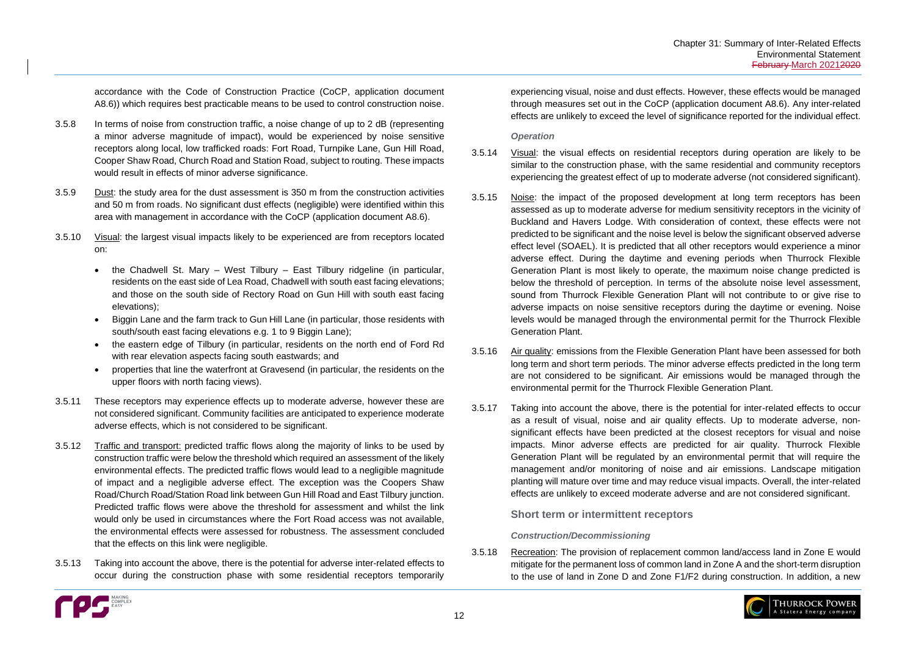accordance with the Code of Construction Practice (CoCP, application document A8.6)) which requires best practicable means to be used to control construction noise.

3.5.8 In terms of noise from construction traffic, a noise change of up to 2 dB (representing a minor adverse magnitude of impact), would be experienced by noise sensitive receptors along local, low trafficked roads: Fort Road, Turnpike Lane, Gun Hill Road, Cooper Shaw Road, Church Road and Station Road, subject to routing. These impacts would result in effects of minor adverse significance.

3.5.9 Dust: the study area for the dust assessment is 350 m from the construction activities and 50 m from roads. No significant dust effects (negligible) were identified within this area with management in accordance with the CoCP (application document A8.6).

3.5.10 Visual: the largest visual impacts likely to be experienced are from receptors located on:

- the Chadwell St. Mary – West Tilbury – East Tilbury ridgeline (in particular, residents on the east side of Lea Road, Chadwell with south east facing elevations; and those on the south side of Rectory Road on Gun Hill with south east facing elevations);
- Biggin Lane and the farm track to Gun Hill Lane (in particular, those residents with south/south east facing elevations e.g. 1 to 9 Biggin Lane);
- the eastern edge of Tilbury (in particular, residents on the north end of Ford Rd with rear elevation aspects facing south eastwards; and
- properties that line the waterfront at Gravesend (in particular, the residents on the upper floors with north facing views).

3.5.11 These receptors may experience effects up to moderate adverse, however these are not considered significant. Community facilities are anticipated to experience moderate adverse effects, which is not considered to be significant.

3.5.12 Traffic and transport: predicted traffic flows along the majority of links to be used by construction traffic were below the threshold which required an assessment of the likely environmental effects. The predicted traffic flows would lead to a negligible magnitude of impact and a negligible adverse effect. The exception was the Coopers Shaw Road/Church Road/Station Road link between Gun Hill Road and East Tilbury junction. Predicted traffic flows were above the threshold for assessment and whilst the link would only be used in circumstances where the Fort Road access was not available, the environmental effects were assessed for robustness. The assessment concluded that the effects on this link were negligible.

3.5.13 Taking into account the above, there is the potential for adverse inter-related effects to occur during the construction phase with some residential receptors temporarily experiencing visual, noise and dust effects. However, these effects would be managed through measures set out in the CoCP (application document A8.6). Any inter-related effects are unlikely to exceed the level of significance reported for the individual effect.

#### *Operation*

3.5.14 Visual: the visual effects on residential receptors during operation are likely to be similar to the construction phase, with the same residential and community receptors experiencing the greatest effect of up to moderate adverse (not considered significant).

3.5.15 Noise: the impact of the proposed development at long term receptors has been assessed as up to moderate adverse for medium sensitivity receptors in the vicinity of Buckland and Havers Lodge. With consideration of context, these effects were not predicted to be significant and the noise level is below the significant observed adverse effect level (SOAEL). It is predicted that all other receptors would experience a minor adverse effect. During the daytime and evening periods when Thurrock Flexible Generation Plant is most likely to operate, the maximum noise change predicted is below the threshold of perception. In terms of the absolute noise level assessment, sound from Thurrock Flexible Generation Plant will not contribute to or give rise to adverse impacts on noise sensitive receptors during the daytime or evening. Noise levels would be managed through the environmental permit for the Thurrock Flexible Generation Plant.

3.5.16 Air quality: emissions from the Flexible Generation Plant have been assessed for both long term and short term periods. The minor adverse effects predicted in the long term are not considered to be significant. Air emissions would be managed through the environmental permit for the Thurrock Flexible Generation Plant.

3.5.17 Taking into account the above, there is the potential for inter-related effects to occur as a result of visual, noise and air quality effects. Up to moderate adverse, non-significant effects have been predicted at the closest receptors for visual and noise impacts. Minor adverse effects are predicted for air quality. Thurrock Flexible Generation Plant will be regulated by an environmental permit that will require the management and/or monitoring of noise and air emissions. Landscape mitigation planting will mature over time and may reduce visual impacts. Overall, the inter-related effects are unlikely to exceed moderate adverse and are not considered significant.

### Short term or intermittent receptors

#### *Construction/Decommissioning*

3.5.18 Recreation: The provision of replacement common land/access land in Zone E would mitigate for the permanent loss of common land in Zone A and the short-term disruption to the use of land in Zone D and Zone F1/F2 during construction. In addition, a new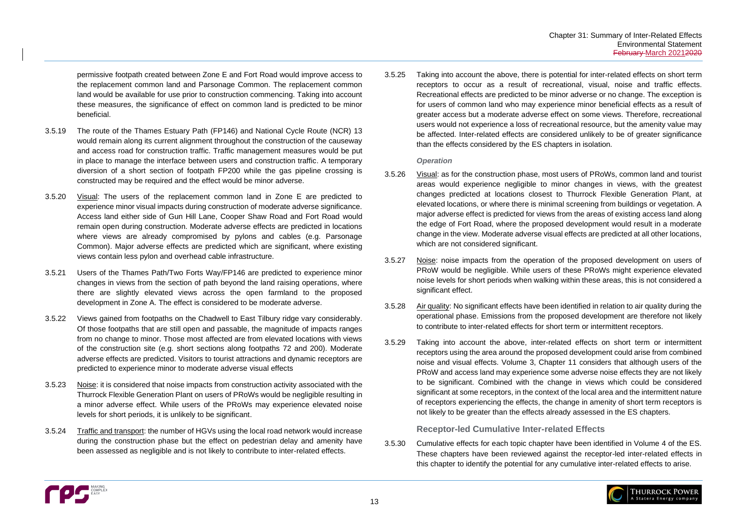permissive footpath created between Zone E and Fort Road would improve access to the replacement common land and Parsonage Common. The replacement common land would be available for use prior to construction commencing. Taking into account these measures, the significance of effect on common land is predicted to be minor beneficial.

3.5.19 The route of the Thames Estuary Path (FP146) and National Cycle Route (NCR) 13 would remain along its current alignment throughout the construction of the causeway and access road for construction traffic. Traffic management measures would be put in place to manage the interface between users and construction traffic. A temporary diversion of a short section of footpath FP200 while the gas pipeline crossing is constructed may be required and the effect would be minor adverse.

3.5.20 Visual: The users of the replacement common land in Zone E are predicted to experience minor visual impacts during construction of moderate adverse significance. Access land either side of Gun Hill Lane, Cooper Shaw Road and Fort Road would remain open during construction. Moderate adverse effects are predicted in locations where views are already compromised by pylons and cables (e.g. Parsonage Common). Major adverse effects are predicted which are significant, where existing views contain less pylon and overhead cable infrastructure.

3.5.21 Users of the Thames Path/Two Forts Way/FP146 are predicted to experience minor changes in views from the section of path beyond the land raising operations, where there are slightly elevated views across the open farmland to the proposed development in Zone A. The effect is considered to be moderate adverse.

3.5.22 Views gained from footpaths on the Chadwell to East Tilbury ridge vary considerably. Of those footpaths that are still open and passable, the magnitude of impacts ranges from no change to minor. Those most affected are from elevated locations with views of the construction site (e.g. short sections along footpaths 72 and 200). Moderate adverse effects are predicted. Visitors to tourist attractions and dynamic receptors are predicted to experience minor to moderate adverse visual effects

3.5.23 Noise: it is considered that noise impacts from construction activity associated with the Thurrock Flexible Generation Plant on users of PRoWs would be negligible resulting in a minor adverse effect. While users of the PRoWs may experience elevated noise levels for short periods, it is unlikely to be significant.

3.5.24 Traffic and transport: the number of HGVs using the local road network would increase during the construction phase but the effect on pedestrian delay and amenity have been assessed as negligible and is not likely to contribute to inter-related effects.

3.5.25 Taking into account the above, there is potential for inter-related effects on short term receptors to occur as a result of recreational, visual, noise and traffic effects. Recreational effects are predicted to be minor adverse or no change. The exception is for users of common land who may experience minor beneficial effects as a result of greater access but a moderate adverse effect on some views. Therefore, recreational users would not experience a loss of recreational resource, but the amenity value may be affected. Inter-related effects are considered unlikely to be of greater significance than the effects considered by the ES chapters in isolation.

*Operation*

3.5.26 Visual: as for the construction phase, most users of PRoWs, common land and tourist areas would experience negligible to minor changes in views, with the greatest changes predicted at locations closest to Thurrock Flexible Generation Plant, at elevated locations, or where there is minimal screening from buildings or vegetation. A major adverse effect is predicted for views from the areas of existing access land along the edge of Fort Road, where the proposed development would result in a moderate change in the view. Moderate adverse visual effects are predicted at all other locations, which are not considered significant.

3.5.27 Noise: noise impacts from the operation of the proposed development on users of PRoW would be negligible. While users of these PRoWs might experience elevated noise levels for short periods when walking within these areas, this is not considered a significant effect.

3.5.28 Air quality: No significant effects have been identified in relation to air quality during the operational phase. Emissions from the proposed development are therefore not likely to contribute to inter-related effects for short term or intermittent receptors.

3.5.29 Taking into account the above, inter-related effects on short term or intermittent receptors using the area around the proposed development could arise from combined noise and visual effects. Volume 3, Chapter 11 considers that although users of the PRoW and access land may experience some adverse noise effects they are not likely to be significant. Combined with the change in views which could be considered significant at some receptors, in the context of the local area and the intermittent nature of receptors experiencing the effects, the change in amenity of short term receptors is not likely to be greater than the effects already assessed in the ES chapters.

### Receptor-led Cumulative Inter-related Effects

3.5.30 Cumulative effects for each topic chapter have been identified in Volume 4 of the ES. These chapters have been reviewed against the receptor-led inter-related effects in this chapter to identify the potential for any cumulative inter-related effects to arise.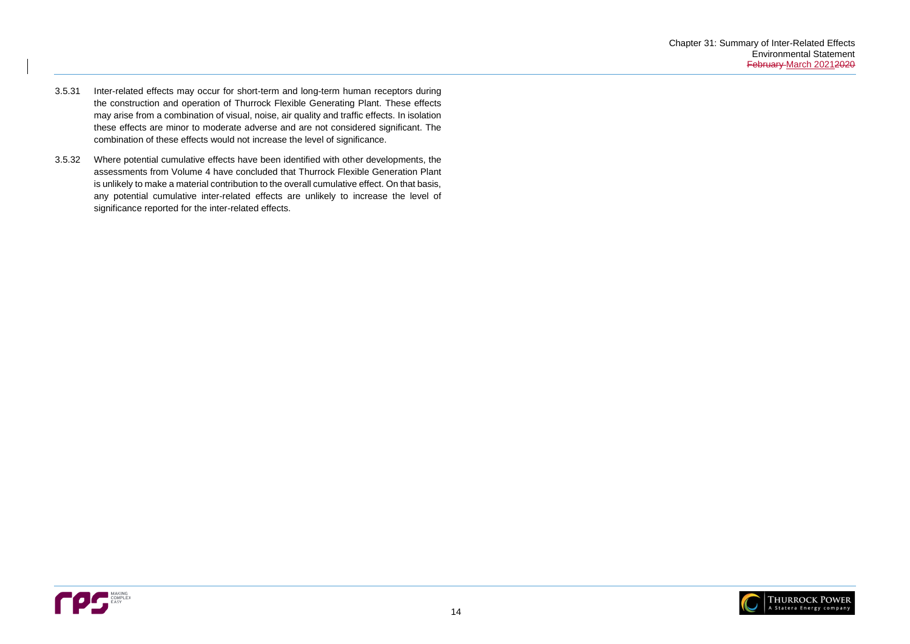3.5.31 Inter-related effects may occur for short-term and long-term human receptors during the construction and operation of Thurrock Flexible Generating Plant. These effects may arise from a combination of visual, noise, air quality and traffic effects. In isolation these effects are minor to moderate adverse and are not considered significant. The combination of these effects would not increase the level of significance.

3.5.32 Where potential cumulative effects have been identified with other developments, the assessments from Volume 4 have concluded that Thurrock Flexible Generation Plant is unlikely to make a material contribution to the overall cumulative effect. On that basis, any potential cumulative inter-related effects are unlikely to increase the level of significance reported for the inter-related effects.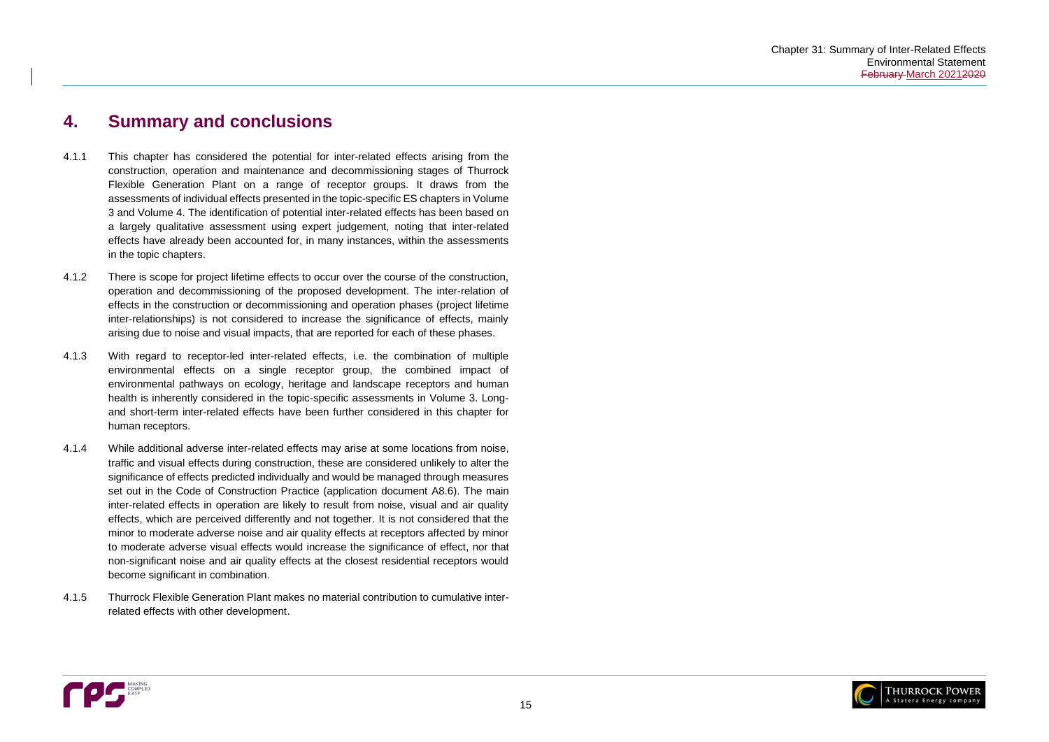# 4. Summary and conclusions

4.1.1 This chapter has considered the potential for inter-related effects arising from the construction, operation and maintenance and decommissioning stages of Thurrock Flexible Generation Plant on a range of receptor groups. It draws from the assessments of individual effects presented in the topic-specific ES chapters in Volume 3 and Volume 4. The identification of potential inter-related effects has been based on a largely qualitative assessment using expert judgement, noting that inter-related effects have already been accounted for, in many instances, within the assessments in the topic chapters.

4.1.2 There is scope for project lifetime effects to occur over the course of the construction, operation and decommissioning of the proposed development. The inter-relation of effects in the construction or decommissioning and operation phases (project lifetime inter-relationships) is not considered to increase the significance of effects, mainly arising due to noise and visual impacts, that are reported for each of these phases.

4.1.3 With regard to receptor-led inter-related effects, i.e. the combination of multiple environmental effects on a single receptor group, the combined impact of environmental pathways on ecology, heritage and landscape receptors and human health is inherently considered in the topic-specific assessments in Volume 3. Long- and short-term inter-related effects have been further considered in this chapter for human receptors.

4.1.4 While additional adverse inter-related effects may arise at some locations from noise, traffic and visual effects during construction, these are considered unlikely to alter the significance of effects predicted individually and would be managed through measures set out in the Code of Construction Practice (application document A8.6). The main inter-related effects in operation are likely to result from noise, visual and air quality effects, which are perceived differently and not together. It is not considered that the minor to moderate adverse noise and air quality effects at receptors affected by minor to moderate adverse visual effects would increase the significance of effect, nor that non-significant noise and air quality effects at the closest residential receptors would become significant in combination.

4.1.5 Thurrock Flexible Generation Plant makes no material contribution to cumulative inter-related effects with other development.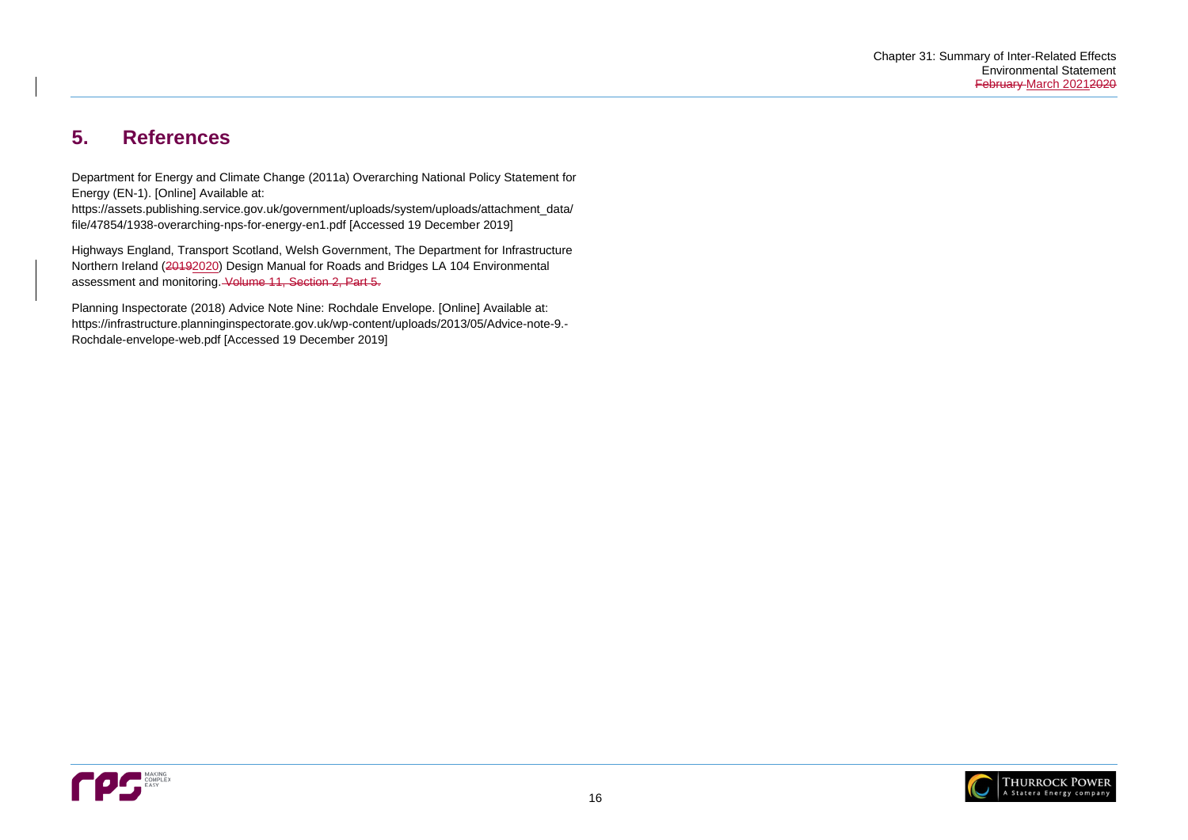## 5. References

Department for Energy and Climate Change (2011a) Overarching National Policy Statement for Energy (EN-1). [Online] Available at: https://assets.publishing.service.gov.uk/government/uploads/system/uploads/attachment_data/file/47854/1938-overarching-nps-for-energy-en1.pdf [Accessed 19 December 2019]

Highways England, Transport Scotland, Welsh Government, The Department for Infrastructure Northern Ireland (~~2019~~2020) Design Manual for Roads and Bridges LA 104 Environmental assessment and monitoring. ~~Volume 11, Section 2, Part 5.~~

Planning Inspectorate (2018) Advice Note Nine: Rochdale Envelope. [Online] Available at: https://infrastructure.planninginspectorate.gov.uk/wp-content/uploads/2013/05/Advice-note-9.-Rochdale-envelope-web.pdf [Accessed 19 December 2019]